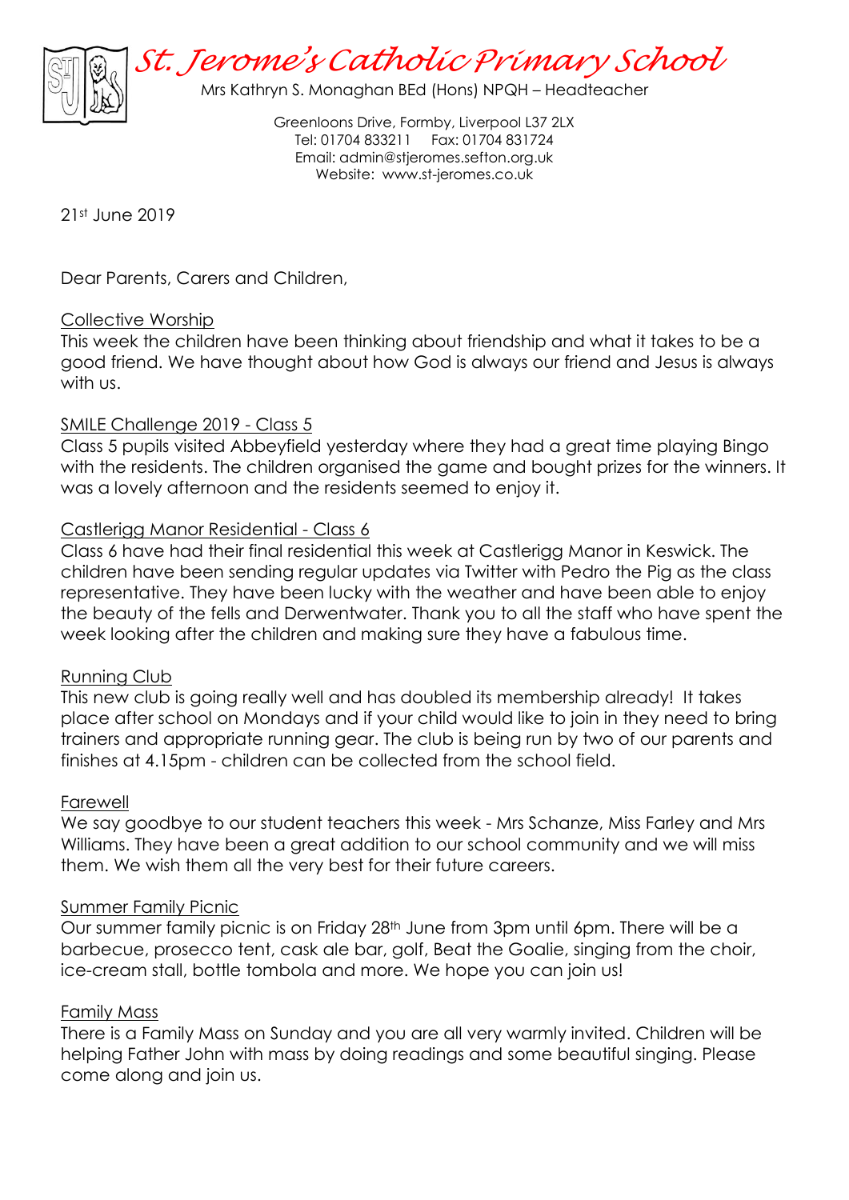# *St. Jerome's Catholic Primary School*

Mrs Kathryn S. Monaghan BEd (Hons) NPQH – Headteacher

Greenloons Drive, Formby, Liverpool L37 2LX
Tel: 01704 833211 Fax: 01704 831724
Email: admin@stjeromes.sefton.org.uk
Website: www.st-jeromes.co.uk

21st June 2019

Dear Parents, Carers and Children,

## Collective Worship

This week the children have been thinking about friendship and what it takes to be a good friend. We have thought about how God is always our friend and Jesus is always with us.

## SMILE Challenge 2019 - Class 5

Class 5 pupils visited Abbeyfield yesterday where they had a great time playing Bingo with the residents. The children organised the game and bought prizes for the winners. It was a lovely afternoon and the residents seemed to enjoy it.

## Castlerigg Manor Residential - Class 6

Class 6 have had their final residential this week at Castlerigg Manor in Keswick. The children have been sending regular updates via Twitter with Pedro the Pig as the class representative. They have been lucky with the weather and have been able to enjoy the beauty of the fells and Derwentwater. Thank you to all the staff who have spent the week looking after the children and making sure they have a fabulous time.

## Running Club

This new club is going really well and has doubled its membership already! It takes place after school on Mondays and if your child would like to join in they need to bring trainers and appropriate running gear. The club is being run by two of our parents and finishes at 4.15pm - children can be collected from the school field.

## Farewell

We say goodbye to our student teachers this week - Mrs Schanze, Miss Farley and Mrs Williams. They have been a great addition to our school community and we will miss them. We wish them all the very best for their future careers.

## Summer Family Picnic

Our summer family picnic is on Friday 28th June from 3pm until 6pm. There will be a barbecue, prosecco tent, cask ale bar, golf, Beat the Goalie, singing from the choir, ice-cream stall, bottle tombola and more. We hope you can join us!

## Family Mass

There is a Family Mass on Sunday and you are all very warmly invited. Children will be helping Father John with mass by doing readings and some beautiful singing. Please come along and join us.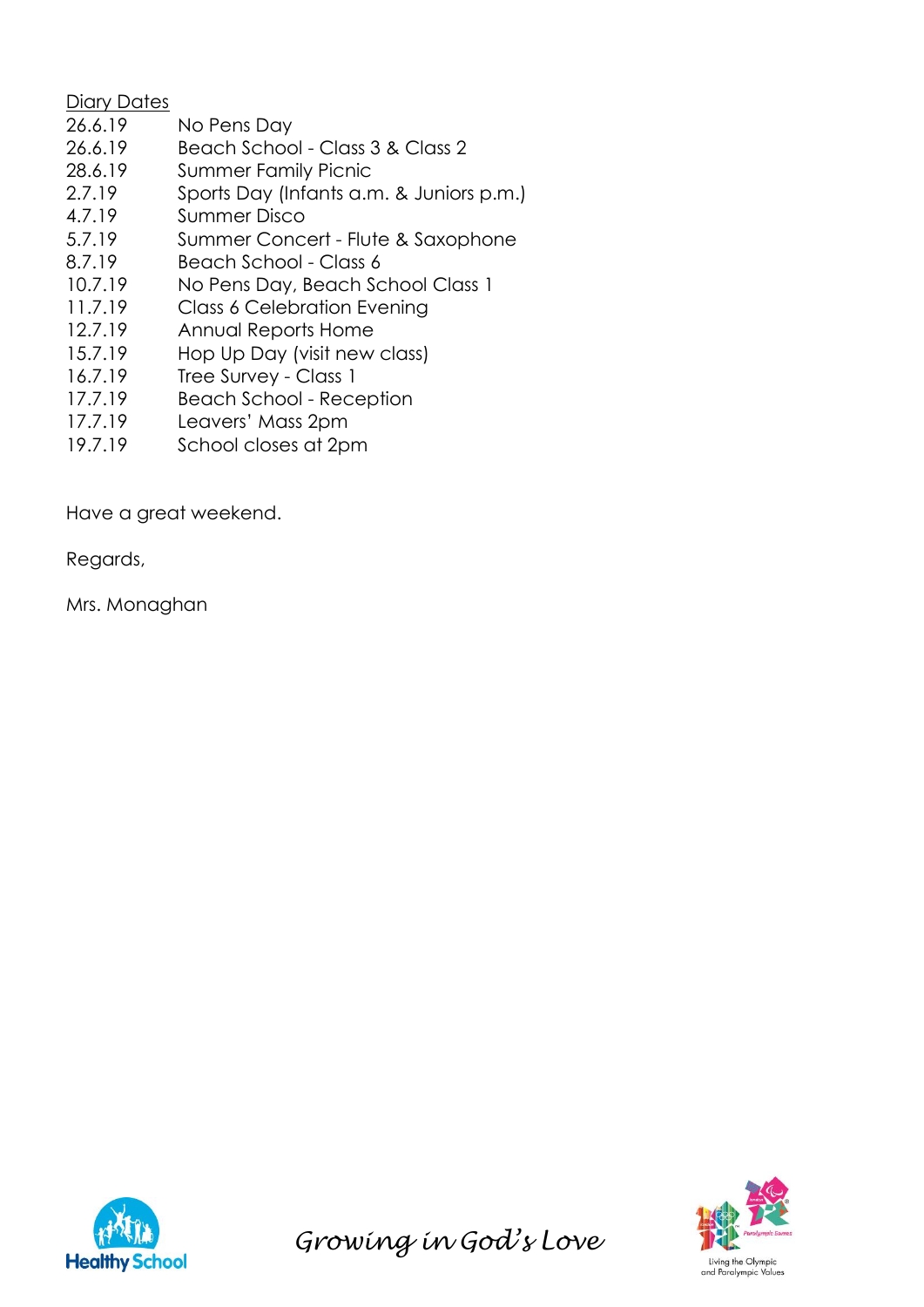Diary Dates

| | |
|---|---|
| 26.6.19 | No Pens Day |
| 26.6.19 | Beach School - Class 3 & Class 2 |
| 28.6.19 | Summer Family Picnic |
| 2.7.19 | Sports Day (Infants a.m. & Juniors p.m.) |
| 4.7.19 | Summer Disco |
| 5.7.19 | Summer Concert - Flute & Saxophone |
| 8.7.19 | Beach School - Class 6 |
| 10.7.19 | No Pens Day, Beach School Class 1 |
| 11.7.19 | Class 6 Celebration Evening |
| 12.7.19 | Annual Reports Home |
| 15.7.19 | Hop Up Day (visit new class) |
| 16.7.19 | Tree Survey - Class 1 |
| 17.7.19 | Beach School - Reception |
| 17.7.19 | Leavers' Mass 2pm |
| 19.7.19 | School closes at 2pm |

Have a great weekend.

Regards,

Mrs. Monaghan

*Growing in God's Love*